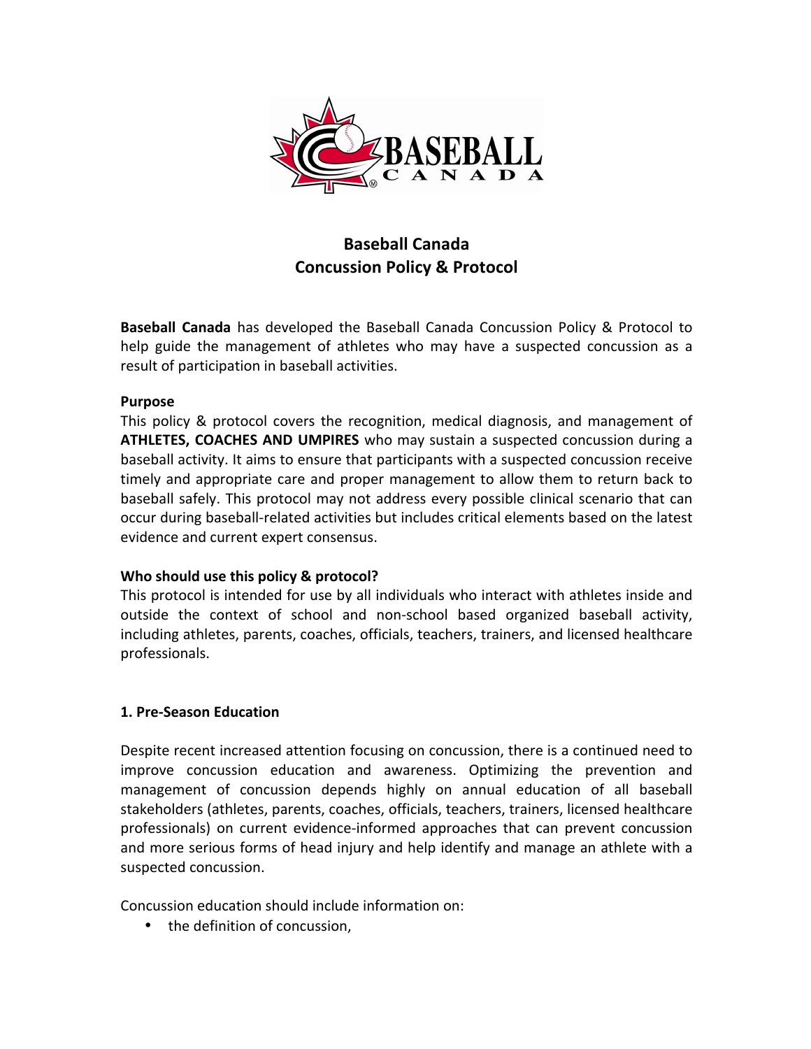# Baseball Canada
# Concussion Policy & Protocol

**Baseball Canada** has developed the Baseball Canada Concussion Policy & Protocol to help guide the management of athletes who may have a suspected concussion as a result of participation in baseball activities.

**Purpose**

This policy & protocol covers the recognition, medical diagnosis, and management of **ATHLETES, COACHES AND UMPIRES** who may sustain a suspected concussion during a baseball activity. It aims to ensure that participants with a suspected concussion receive timely and appropriate care and proper management to allow them to return back to baseball safely. This protocol may not address every possible clinical scenario that can occur during baseball-related activities but includes critical elements based on the latest evidence and current expert consensus.

**Who should use this policy & protocol?**

This protocol is intended for use by all individuals who interact with athletes inside and outside the context of school and non-school based organized baseball activity, including athletes, parents, coaches, officials, teachers, trainers, and licensed healthcare professionals.

## 1. Pre-Season Education

Despite recent increased attention focusing on concussion, there is a continued need to improve concussion education and awareness. Optimizing the prevention and management of concussion depends highly on annual education of all baseball stakeholders (athletes, parents, coaches, officials, teachers, trainers, licensed healthcare professionals) on current evidence-informed approaches that can prevent concussion and more serious forms of head injury and help identify and manage an athlete with a suspected concussion.

Concussion education should include information on:

- the definition of concussion,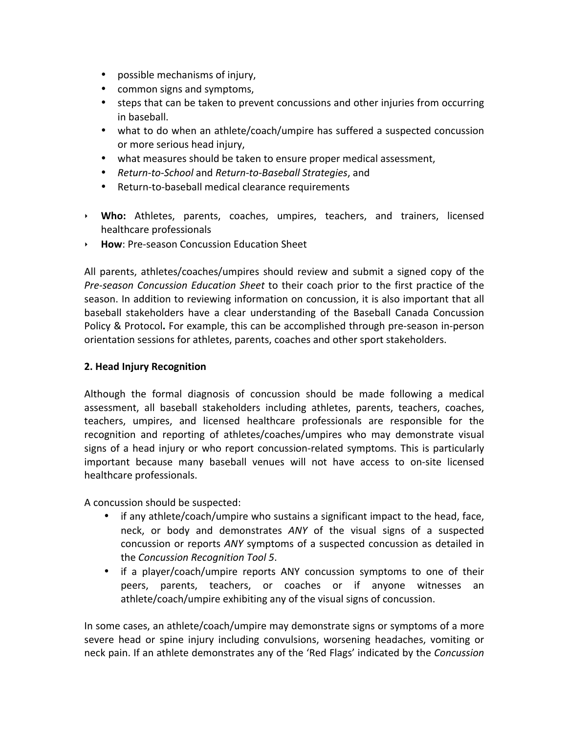- possible mechanisms of injury,
- common signs and symptoms,
- steps that can be taken to prevent concussions and other injuries from occurring in baseball.
- what to do when an athlete/coach/umpire has suffered a suspected concussion or more serious head injury,
- what measures should be taken to ensure proper medical assessment,
- *Return-to-School* and *Return-to-Baseball Strategies*, and
- Return-to-baseball medical clearance requirements

- **Who:** Athletes, parents, coaches, umpires, teachers, and trainers, licensed healthcare professionals
- **How**: Pre-season Concussion Education Sheet

All parents, athletes/coaches/umpires should review and submit a signed copy of the *Pre-season Concussion Education Sheet* to their coach prior to the first practice of the season. In addition to reviewing information on concussion, it is also important that all baseball stakeholders have a clear understanding of the Baseball Canada Concussion Policy & Protocol**.** For example, this can be accomplished through pre-season in-person orientation sessions for athletes, parents, coaches and other sport stakeholders.

## 2. Head Injury Recognition

Although the formal diagnosis of concussion should be made following a medical assessment, all baseball stakeholders including athletes, parents, teachers, coaches, teachers, umpires, and licensed healthcare professionals are responsible for the recognition and reporting of athletes/coaches/umpires who may demonstrate visual signs of a head injury or who report concussion-related symptoms. This is particularly important because many baseball venues will not have access to on-site licensed healthcare professionals.

A concussion should be suspected:

- if any athlete/coach/umpire who sustains a significant impact to the head, face, neck, or body and demonstrates *ANY* of the visual signs of a suspected concussion or reports *ANY* symptoms of a suspected concussion as detailed in the *Concussion Recognition Tool 5*.
- if a player/coach/umpire reports ANY concussion symptoms to one of their peers, parents, teachers, or coaches or if anyone witnesses an athlete/coach/umpire exhibiting any of the visual signs of concussion.

In some cases, an athlete/coach/umpire may demonstrate signs or symptoms of a more severe head or spine injury including convulsions, worsening headaches, vomiting or neck pain. If an athlete demonstrates any of the 'Red Flags' indicated by the *Concussion*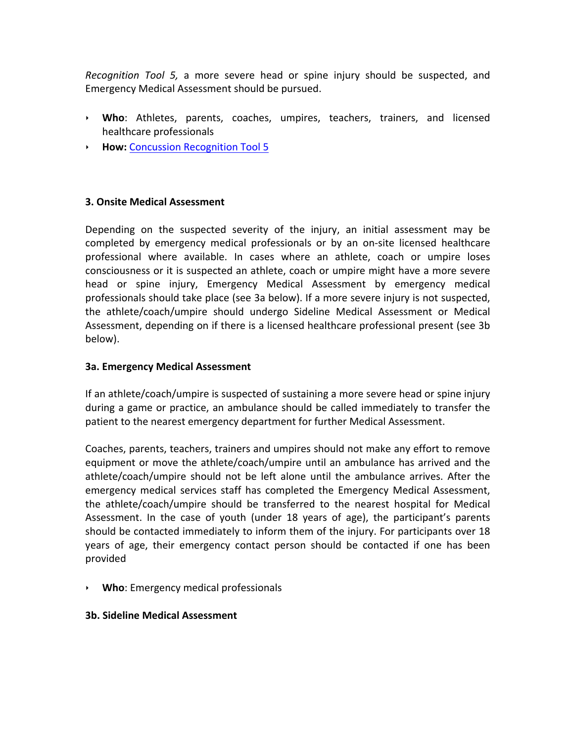*Recognition Tool 5,* a more severe head or spine injury should be suspected, and Emergency Medical Assessment should be pursued.

- **Who**: Athletes, parents, coaches, umpires, teachers, trainers, and licensed healthcare professionals
- **How:** [Concussion Recognition Tool 5]

### 3. Onsite Medical Assessment

Depending on the suspected severity of the injury, an initial assessment may be completed by emergency medical professionals or by an on-site licensed healthcare professional where available. In cases where an athlete, coach or umpire loses consciousness or it is suspected an athlete, coach or umpire might have a more severe head or spine injury, Emergency Medical Assessment by emergency medical professionals should take place (see 3a below). If a more severe injury is not suspected, the athlete/coach/umpire should undergo Sideline Medical Assessment or Medical Assessment, depending on if there is a licensed healthcare professional present (see 3b below).

### 3a. Emergency Medical Assessment

If an athlete/coach/umpire is suspected of sustaining a more severe head or spine injury during a game or practice, an ambulance should be called immediately to transfer the patient to the nearest emergency department for further Medical Assessment.

Coaches, parents, teachers, trainers and umpires should not make any effort to remove equipment or move the athlete/coach/umpire until an ambulance has arrived and the athlete/coach/umpire should not be left alone until the ambulance arrives. After the emergency medical services staff has completed the Emergency Medical Assessment, the athlete/coach/umpire should be transferred to the nearest hospital for Medical Assessment. In the case of youth (under 18 years of age), the participant's parents should be contacted immediately to inform them of the injury. For participants over 18 years of age, their emergency contact person should be contacted if one has been provided

- **Who**: Emergency medical professionals

### 3b. Sideline Medical Assessment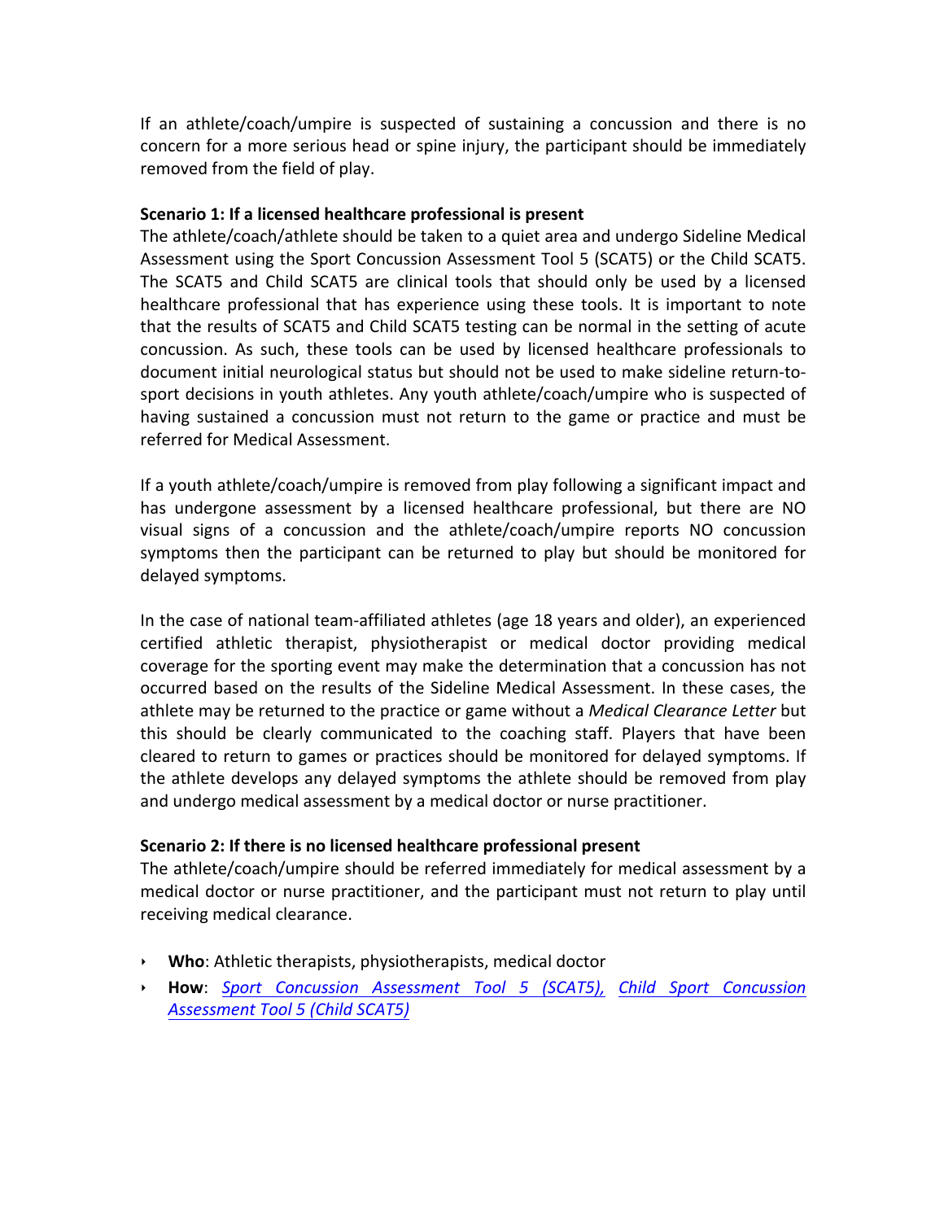If an athlete/coach/umpire is suspected of sustaining a concussion and there is no concern for a more serious head or spine injury, the participant should be immediately removed from the field of play.

**Scenario 1: If a licensed healthcare professional is present**

The athlete/coach/athlete should be taken to a quiet area and undergo Sideline Medical Assessment using the Sport Concussion Assessment Tool 5 (SCAT5) or the Child SCAT5. The SCAT5 and Child SCAT5 are clinical tools that should only be used by a licensed healthcare professional that has experience using these tools. It is important to note that the results of SCAT5 and Child SCAT5 testing can be normal in the setting of acute concussion. As such, these tools can be used by licensed healthcare professionals to document initial neurological status but should not be used to make sideline return-to-sport decisions in youth athletes. Any youth athlete/coach/umpire who is suspected of having sustained a concussion must not return to the game or practice and must be referred for Medical Assessment.

If a youth athlete/coach/umpire is removed from play following a significant impact and has undergone assessment by a licensed healthcare professional, but there are NO visual signs of a concussion and the athlete/coach/umpire reports NO concussion symptoms then the participant can be returned to play but should be monitored for delayed symptoms.

In the case of national team-affiliated athletes (age 18 years and older), an experienced certified athletic therapist, physiotherapist or medical doctor providing medical coverage for the sporting event may make the determination that a concussion has not occurred based on the results of the Sideline Medical Assessment. In these cases, the athlete may be returned to the practice or game without a *Medical Clearance Letter* but this should be clearly communicated to the coaching staff. Players that have been cleared to return to games or practices should be monitored for delayed symptoms. If the athlete develops any delayed symptoms the athlete should be removed from play and undergo medical assessment by a medical doctor or nurse practitioner.

**Scenario 2: If there is no licensed healthcare professional present**

The athlete/coach/umpire should be referred immediately for medical assessment by a medical doctor or nurse practitioner, and the participant must not return to play until receiving medical clearance.

- **Who**: Athletic therapists, physiotherapists, medical doctor
- **How**: *Sport Concussion Assessment Tool 5 (SCAT5),* *Child Sport Concussion Assessment Tool 5 (Child SCAT5)*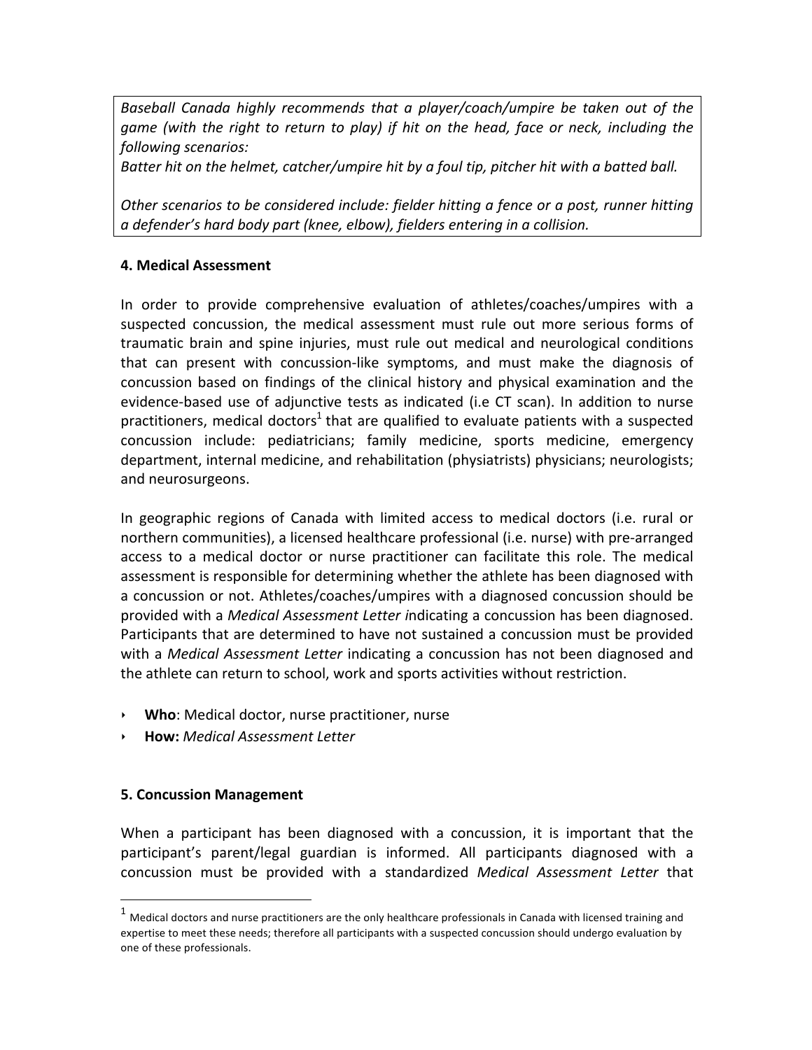*Baseball Canada highly recommends that a player/coach/umpire be taken out of the game (with the right to return to play) if hit on the head, face or neck, including the following scenarios:*
*Batter hit on the helmet, catcher/umpire hit by a foul tip, pitcher hit with a batted ball.*

*Other scenarios to be considered include: fielder hitting a fence or a post, runner hitting a defender's hard body part (knee, elbow), fielders entering in a collision.*

## 4. Medical Assessment

In order to provide comprehensive evaluation of athletes/coaches/umpires with a suspected concussion, the medical assessment must rule out more serious forms of traumatic brain and spine injuries, must rule out medical and neurological conditions that can present with concussion-like symptoms, and must make the diagnosis of concussion based on findings of the clinical history and physical examination and the evidence-based use of adjunctive tests as indicated (i.e CT scan). In addition to nurse practitioners, medical doctors[1] that are qualified to evaluate patients with a suspected concussion include: pediatricians; family medicine, sports medicine, emergency department, internal medicine, and rehabilitation (physiatrists) physicians; neurologists; and neurosurgeons.

In geographic regions of Canada with limited access to medical doctors (i.e. rural or northern communities), a licensed healthcare professional (i.e. nurse) with pre-arranged access to a medical doctor or nurse practitioner can facilitate this role. The medical assessment is responsible for determining whether the athlete has been diagnosed with a concussion or not. Athletes/coaches/umpires with a diagnosed concussion should be provided with a *Medical Assessment Letter* indicating a concussion has been diagnosed. Participants that are determined to have not sustained a concussion must be provided with a *Medical Assessment Letter* indicating a concussion has not been diagnosed and the athlete can return to school, work and sports activities without restriction.

- **Who**: Medical doctor, nurse practitioner, nurse
- **How:** *Medical Assessment Letter*

## 5. Concussion Management

When a participant has been diagnosed with a concussion, it is important that the participant's parent/legal guardian is informed. All participants diagnosed with a concussion must be provided with a standardized *Medical Assessment Letter* that

[1] Medical doctors and nurse practitioners are the only healthcare professionals in Canada with licensed training and expertise to meet these needs; therefore all participants with a suspected concussion should undergo evaluation by one of these professionals.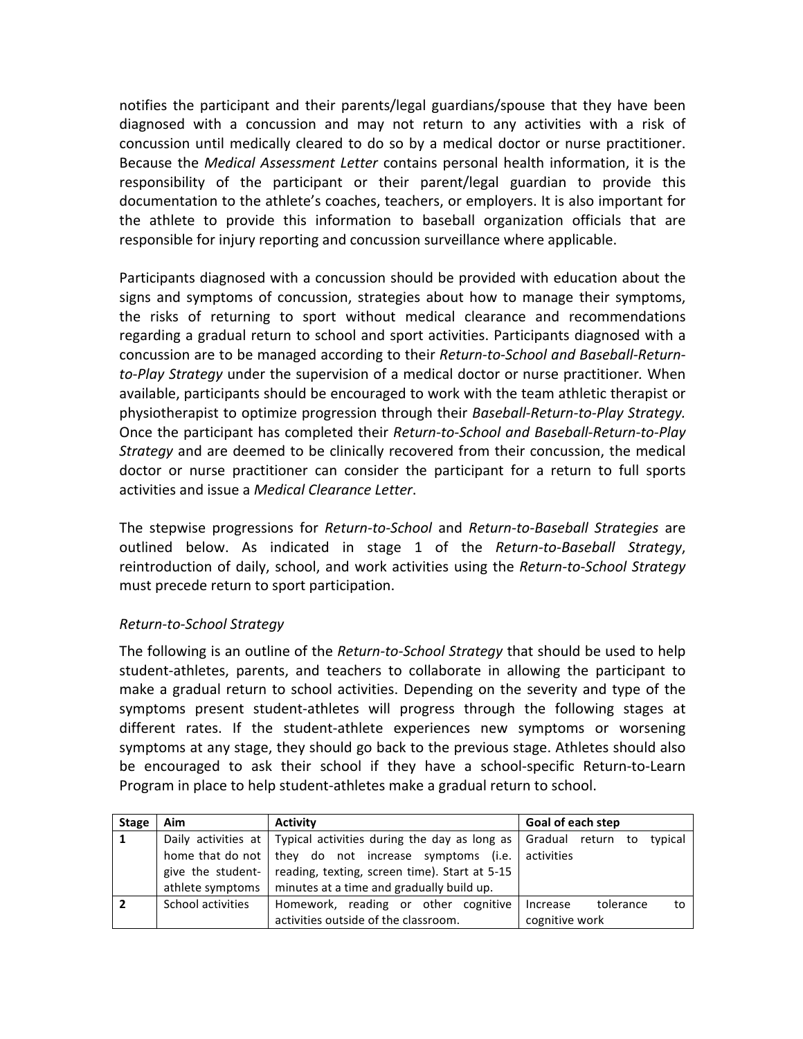notifies the participant and their parents/legal guardians/spouse that they have been diagnosed with a concussion and may not return to any activities with a risk of concussion until medically cleared to do so by a medical doctor or nurse practitioner. Because the *Medical Assessment Letter* contains personal health information, it is the responsibility of the participant or their parent/legal guardian to provide this documentation to the athlete's coaches, teachers, or employers. It is also important for the athlete to provide this information to baseball organization officials that are responsible for injury reporting and concussion surveillance where applicable.

Participants diagnosed with a concussion should be provided with education about the signs and symptoms of concussion, strategies about how to manage their symptoms, the risks of returning to sport without medical clearance and recommendations regarding a gradual return to school and sport activities. Participants diagnosed with a concussion are to be managed according to their *Return-to-School and Baseball-Return-to-Play Strategy* under the supervision of a medical doctor or nurse practitioner. When available, participants should be encouraged to work with the team athletic therapist or physiotherapist to optimize progression through their *Baseball-Return-to-Play Strategy.* Once the participant has completed their *Return-to-School and Baseball-Return-to-Play Strategy* and are deemed to be clinically recovered from their concussion, the medical doctor or nurse practitioner can consider the participant for a return to full sports activities and issue a *Medical Clearance Letter*.

The stepwise progressions for *Return-to-School* and *Return-to-Baseball Strategies* are outlined below. As indicated in stage 1 of the *Return-to-Baseball Strategy*, reintroduction of daily, school, and work activities using the *Return-to-School Strategy* must precede return to sport participation.

*Return-to-School Strategy*

The following is an outline of the *Return-to-School Strategy* that should be used to help student-athletes, parents, and teachers to collaborate in allowing the participant to make a gradual return to school activities. Depending on the severity and type of the symptoms present student-athletes will progress through the following stages at different rates. If the student-athlete experiences new symptoms or worsening symptoms at any stage, they should go back to the previous stage. Athletes should also be encouraged to ask their school if they have a school-specific Return-to-Learn Program in place to help student-athletes make a gradual return to school.

| Stage | Aim | Activity | Goal of each step |
|---|---|---|---|
| 1 | Daily activities at home that do not give the student-athlete symptoms | Typical activities during the day as long as they do not increase symptoms (i.e. reading, texting, screen time). Start at 5-15 minutes at a time and gradually build up. | Gradual return to typical activities |
| 2 | School activities | Homework, reading or other cognitive activities outside of the classroom. | Increase tolerance to cognitive work |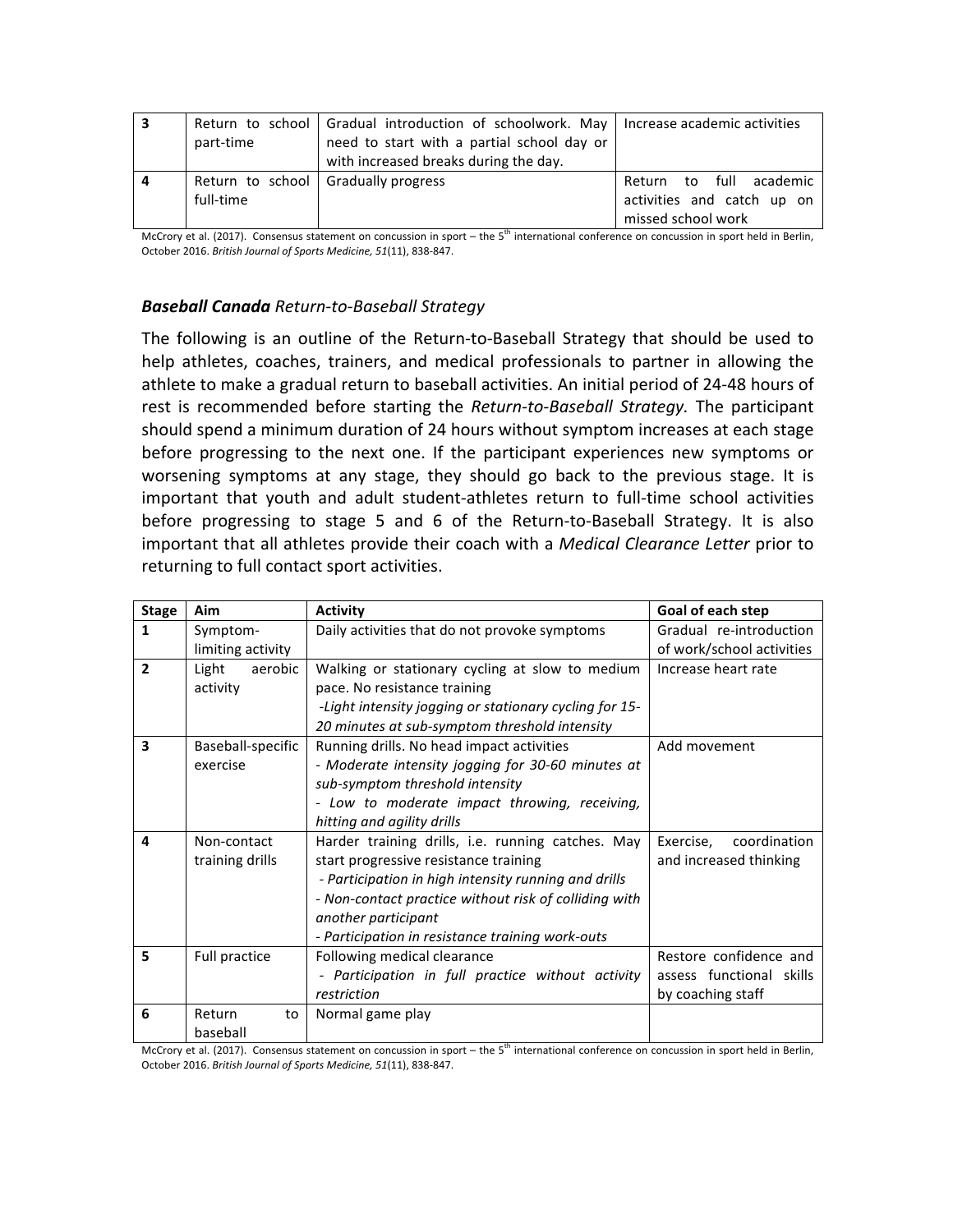| 3 | Return to school part-time | Gradual introduction of schoolwork. May need to start with a partial school day or with increased breaks during the day. | Increase academic activities |
|---|---|---|---|
| 4 | Return to school full-time | Gradually progress | Return to full academic activities and catch up on missed school work |

McCrory et al. (2017). Consensus statement on concussion in sport – the 5th international conference on concussion in sport held in Berlin, October 2016. *British Journal of Sports Medicine, 51*(11), 838-847.

### ***Baseball Canada*** *Return-to-Baseball Strategy*

The following is an outline of the Return-to-Baseball Strategy that should be used to help athletes, coaches, trainers, and medical professionals to partner in allowing the athlete to make a gradual return to baseball activities. An initial period of 24-48 hours of rest is recommended before starting the *Return-to-Baseball Strategy.* The participant should spend a minimum duration of 24 hours without symptom increases at each stage before progressing to the next one. If the participant experiences new symptoms or worsening symptoms at any stage, they should go back to the previous stage. It is important that youth and adult student-athletes return to full-time school activities before progressing to stage 5 and 6 of the Return-to-Baseball Strategy. It is also important that all athletes provide their coach with a *Medical Clearance Letter* prior to returning to full contact sport activities.

| Stage | Aim | Activity | Goal of each step |
|---|---|---|---|
| 1 | Symptom-limiting activity | Daily activities that do not provoke symptoms | Gradual re-introduction of work/school activities |
| 2 | Light aerobic activity | Walking or stationary cycling at slow to medium pace. No resistance training<br>*-Light intensity jogging or stationary cycling for 15-20 minutes at sub-symptom threshold intensity* | Increase heart rate |
| 3 | Baseball-specific exercise | Running drills. No head impact activities<br>*- Moderate intensity jogging for 30-60 minutes at sub-symptom threshold intensity*<br>*- Low to moderate impact throwing, receiving, hitting and agility drills* | Add movement |
| 4 | Non-contact training drills | Harder training drills, i.e. running catches. May start progressive resistance training<br>*- Participation in high intensity running and drills*<br>*- Non-contact practice without risk of colliding with another participant*<br>*- Participation in resistance training work-outs* | Exercise, coordination and increased thinking |
| 5 | Full practice | Following medical clearance<br>*- Participation in full practice without activity restriction* | Restore confidence and assess functional skills by coaching staff |
| 6 | Return to baseball | Normal game play | |

McCrory et al. (2017). Consensus statement on concussion in sport – the 5th international conference on concussion in sport held in Berlin, October 2016. *British Journal of Sports Medicine, 51*(11), 838-847.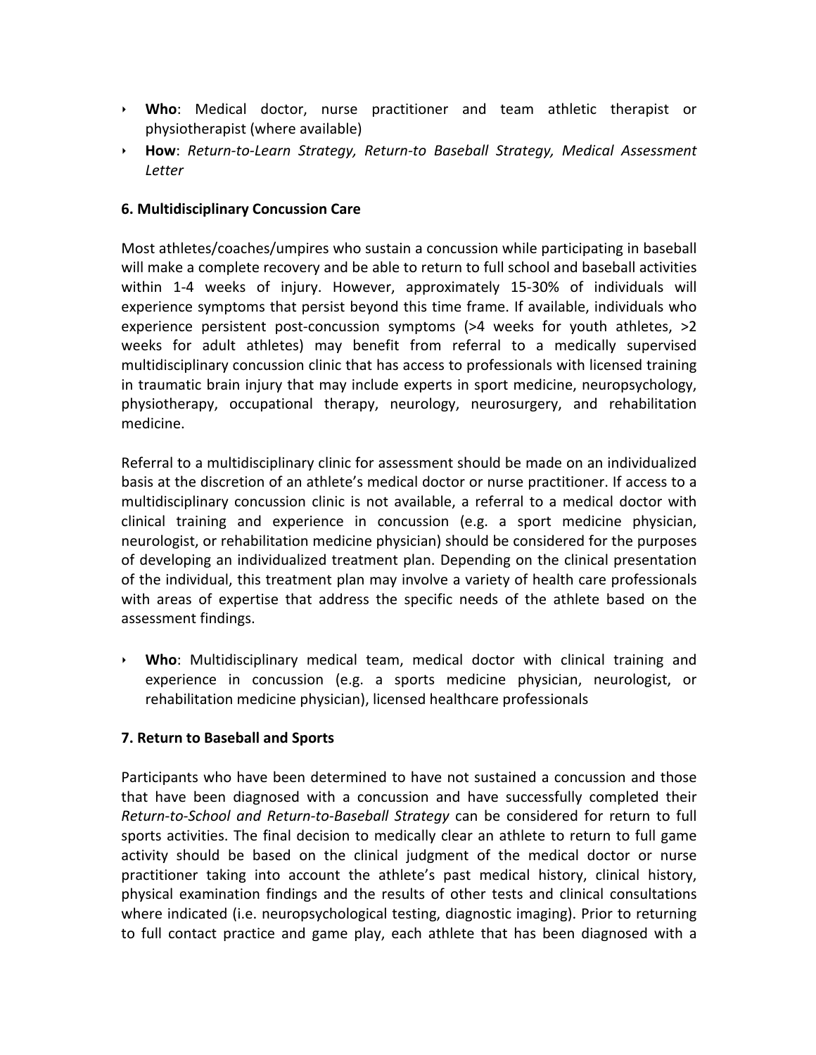- **Who**: Medical doctor, nurse practitioner and team athletic therapist or physiotherapist (where available)
- **How**: *Return-to-Learn Strategy, Return-to Baseball Strategy, Medical Assessment Letter*

**6. Multidisciplinary Concussion Care**

Most athletes/coaches/umpires who sustain a concussion while participating in baseball will make a complete recovery and be able to return to full school and baseball activities within 1-4 weeks of injury. However, approximately 15-30% of individuals will experience symptoms that persist beyond this time frame. If available, individuals who experience persistent post-concussion symptoms (>4 weeks for youth athletes, >2 weeks for adult athletes) may benefit from referral to a medically supervised multidisciplinary concussion clinic that has access to professionals with licensed training in traumatic brain injury that may include experts in sport medicine, neuropsychology, physiotherapy, occupational therapy, neurology, neurosurgery, and rehabilitation medicine.

Referral to a multidisciplinary clinic for assessment should be made on an individualized basis at the discretion of an athlete's medical doctor or nurse practitioner. If access to a multidisciplinary concussion clinic is not available, a referral to a medical doctor with clinical training and experience in concussion (e.g. a sport medicine physician, neurologist, or rehabilitation medicine physician) should be considered for the purposes of developing an individualized treatment plan. Depending on the clinical presentation of the individual, this treatment plan may involve a variety of health care professionals with areas of expertise that address the specific needs of the athlete based on the assessment findings.

- **Who**: Multidisciplinary medical team, medical doctor with clinical training and experience in concussion (e.g. a sports medicine physician, neurologist, or rehabilitation medicine physician), licensed healthcare professionals

**7. Return to Baseball and Sports**

Participants who have been determined to have not sustained a concussion and those that have been diagnosed with a concussion and have successfully completed their *Return-to-School and Return-to-Baseball Strategy* can be considered for return to full sports activities. The final decision to medically clear an athlete to return to full game activity should be based on the clinical judgment of the medical doctor or nurse practitioner taking into account the athlete's past medical history, clinical history, physical examination findings and the results of other tests and clinical consultations where indicated (i.e. neuropsychological testing, diagnostic imaging). Prior to returning to full contact practice and game play, each athlete that has been diagnosed with a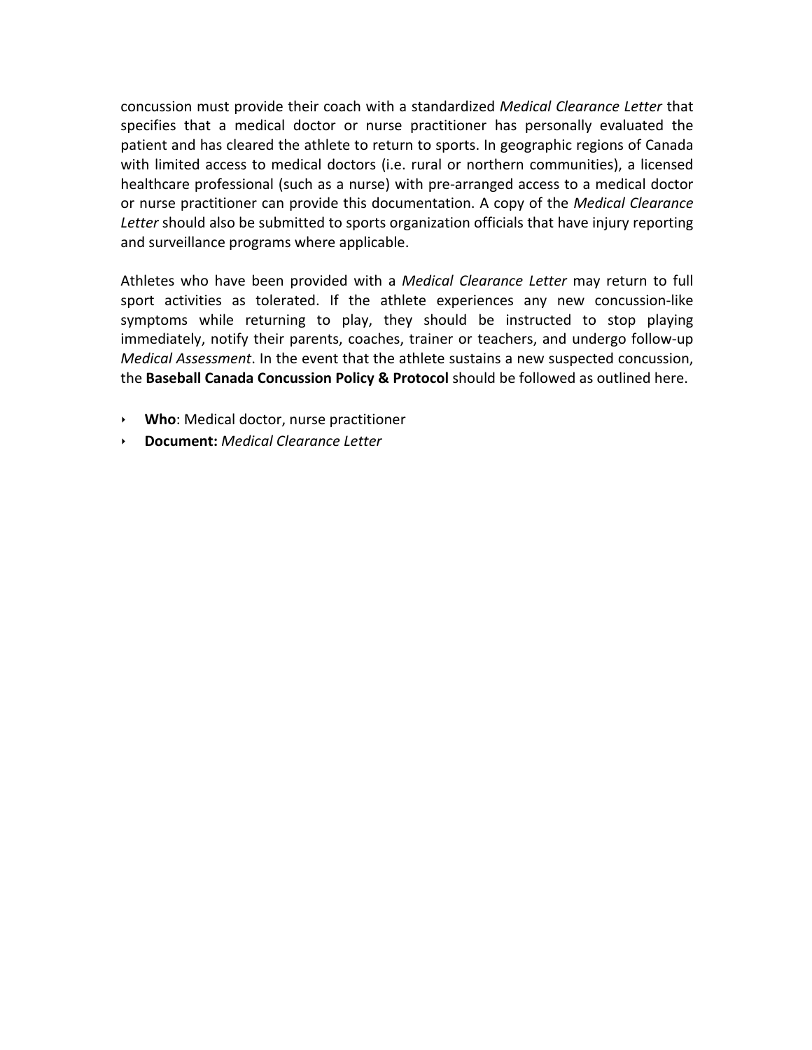concussion must provide their coach with a standardized *Medical Clearance Letter* that specifies that a medical doctor or nurse practitioner has personally evaluated the patient and has cleared the athlete to return to sports. In geographic regions of Canada with limited access to medical doctors (i.e. rural or northern communities), a licensed healthcare professional (such as a nurse) with pre-arranged access to a medical doctor or nurse practitioner can provide this documentation. A copy of the *Medical Clearance Letter* should also be submitted to sports organization officials that have injury reporting and surveillance programs where applicable.

Athletes who have been provided with a *Medical Clearance Letter* may return to full sport activities as tolerated. If the athlete experiences any new concussion-like symptoms while returning to play, they should be instructed to stop playing immediately, notify their parents, coaches, trainer or teachers, and undergo follow-up *Medical Assessment*. In the event that the athlete sustains a new suspected concussion, the **Baseball Canada Concussion Policy & Protocol** should be followed as outlined here.

- **Who**: Medical doctor, nurse practitioner
- **Document:** *Medical Clearance Letter*